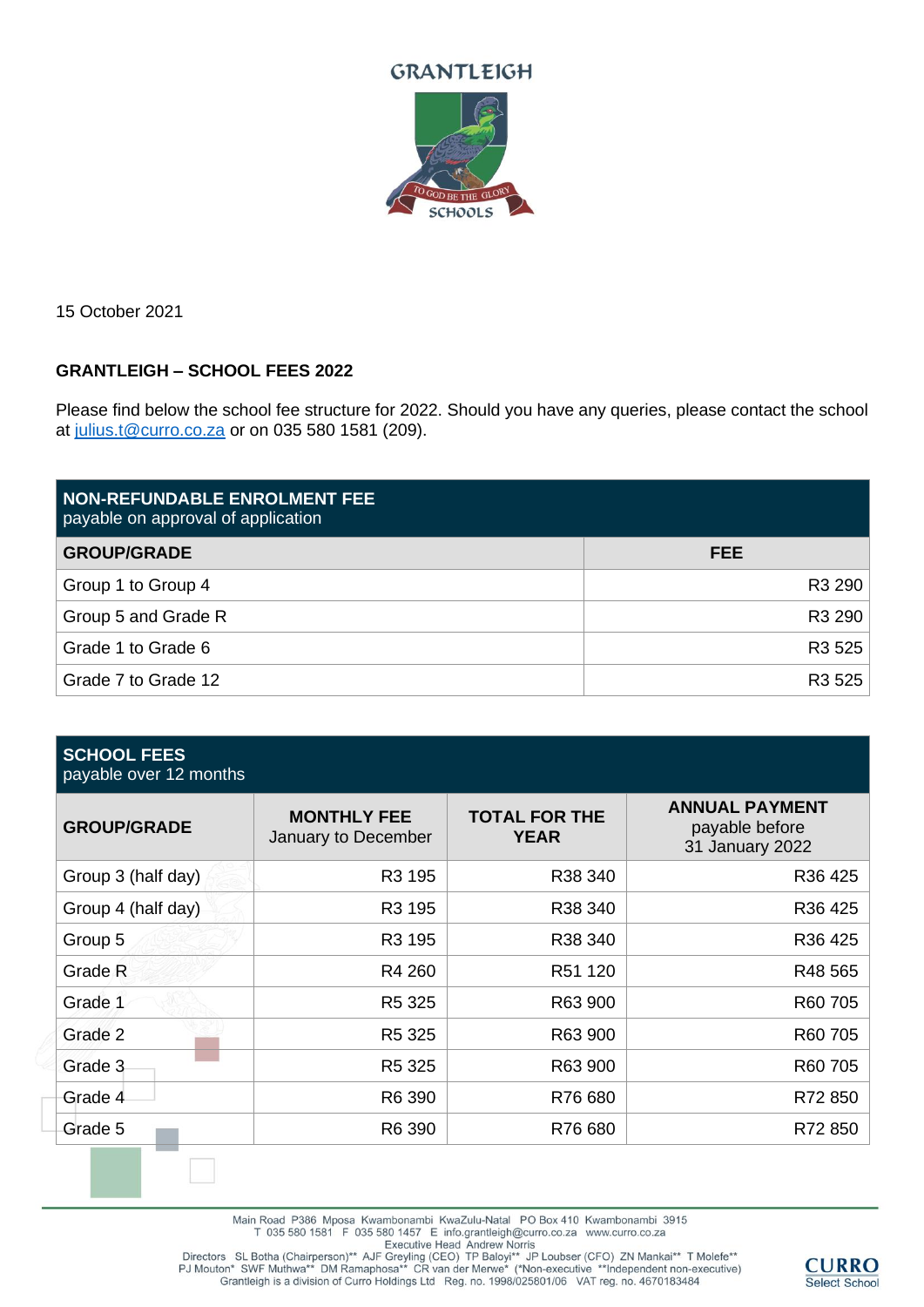GRANTLEIGH

TO GOD BE THE GLORY

SCHOOLS

15 October 2021

**GRANTLEIGH – SCHOOL FEES 2022**

Please find below the school fee structure for 2022. Should you have any queries, please contact the school at julius.t@curro.co.za or on 035 580 1581 (209).

**NON-REFUNDABLE ENROLMENT FEE**
payable on approval of application

| GROUP/GRADE | FEE |
|---|---|
| Group 1 to Group 4 | R3 290 |
| Group 5 and Grade R | R3 290 |
| Grade 1 to Grade 6 | R3 525 |
| Grade 7 to Grade 12 | R3 525 |

**SCHOOL FEES**
payable over 12 months

| GROUP/GRADE | MONTHLY FEE January to December | TOTAL FOR THE YEAR | ANNUAL PAYMENT payable before 31 January 2022 |
|---|---|---|---|
| Group 3 (half day) | R3 195 | R38 340 | R36 425 |
| Group 4 (half day) | R3 195 | R38 340 | R36 425 |
| Group 5 | R3 195 | R38 340 | R36 425 |
| Grade R | R4 260 | R51 120 | R48 565 |
| Grade 1 | R5 325 | R63 900 | R60 705 |
| Grade 2 | R5 325 | R63 900 | R60 705 |
| Grade 3 | R5 325 | R63 900 | R60 705 |
| Grade 4 | R6 390 | R76 680 | R72 850 |
| Grade 5 | R6 390 | R76 680 | R72 850 |

Main Road P386 Mposa Kwambonambi KwaZulu-Natal PO Box 410 Kwambonambi 3915
T 035 580 1581 F 035 580 1457 E info.grantleigh@curro.co.za www.curro.co.za
Executive Head Andrew Norris
Directors SL Botha (Chairperson)** AJF Greyling (CEO) TP Baloyi** JP Loubser (CFO) ZN Mankai** T Molefe**
PJ Mouton* SWF Muthwa** DM Ramaphosa** CR van der Merwe* (*Non-executive **Independent non-executive)
Grantleigh is a division of Curro Holdings Ltd Reg. no. 1998/025801/06 VAT reg. no. 4670183484

CURRO
Select School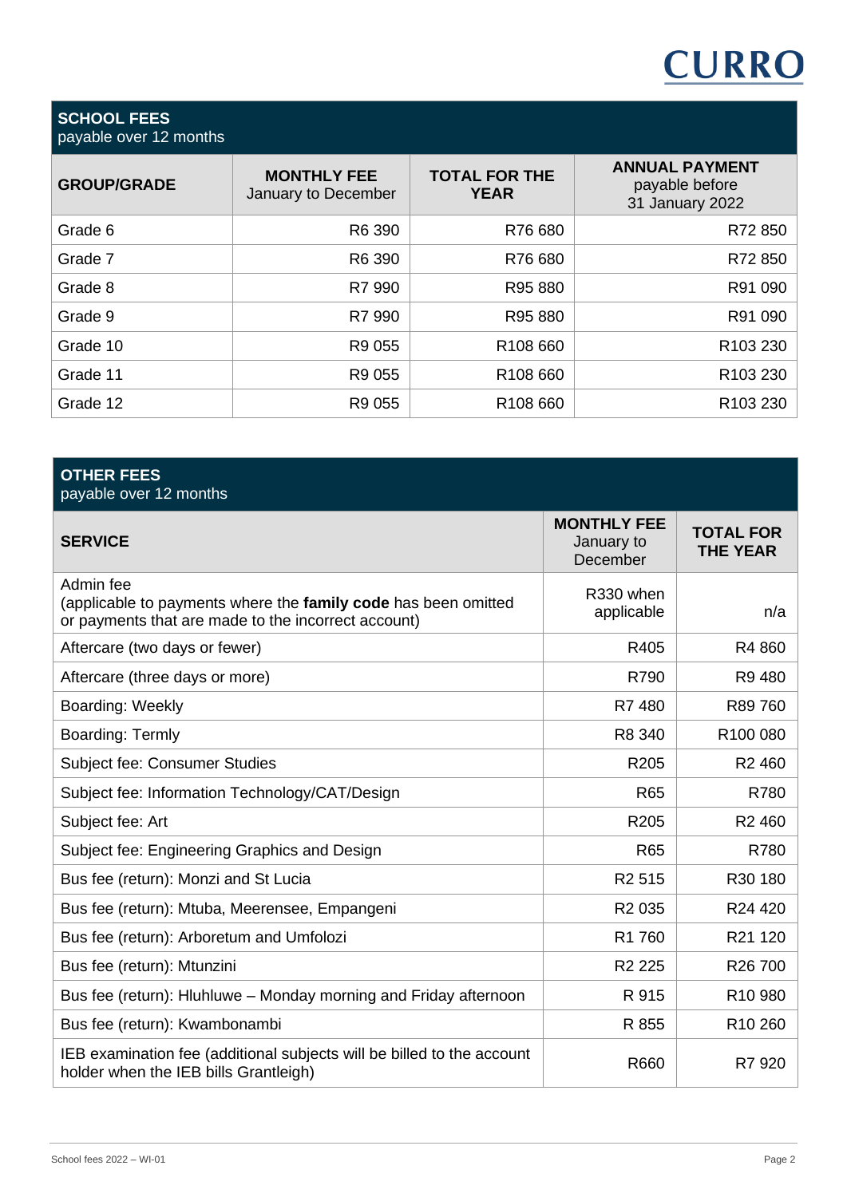## SCHOOL FEES
payable over 12 months

| GROUP/GRADE | MONTHLY FEE January to December | TOTAL FOR THE YEAR | ANNUAL PAYMENT payable before 31 January 2022 |
|---|---|---|---|
| Grade 6 | R6 390 | R76 680 | R72 850 |
| Grade 7 | R6 390 | R76 680 | R72 850 |
| Grade 8 | R7 990 | R95 880 | R91 090 |
| Grade 9 | R7 990 | R95 880 | R91 090 |
| Grade 10 | R9 055 | R108 660 | R103 230 |
| Grade 11 | R9 055 | R108 660 | R103 230 |
| Grade 12 | R9 055 | R108 660 | R103 230 |

## OTHER FEES
payable over 12 months

| SERVICE | MONTHLY FEE January to December | TOTAL FOR THE YEAR |
|---|---|---|
| Admin fee (applicable to payments where the **family code** has been omitted or payments that are made to the incorrect account) | R330 when applicable | n/a |
| Aftercare (two days or fewer) | R405 | R4 860 |
| Aftercare (three days or more) | R790 | R9 480 |
| Boarding: Weekly | R7 480 | R89 760 |
| Boarding: Termly | R8 340 | R100 080 |
| Subject fee: Consumer Studies | R205 | R2 460 |
| Subject fee: Information Technology/CAT/Design | R65 | R780 |
| Subject fee: Art | R205 | R2 460 |
| Subject fee: Engineering Graphics and Design | R65 | R780 |
| Bus fee (return): Monzi and St Lucia | R2 515 | R30 180 |
| Bus fee (return): Mtuba, Meerensee, Empangeni | R2 035 | R24 420 |
| Bus fee (return): Arboretum and Umfolozi | R1 760 | R21 120 |
| Bus fee (return): Mtunzini | R2 225 | R26 700 |
| Bus fee (return): Hluhluwe – Monday morning and Friday afternoon | R 915 | R10 980 |
| Bus fee (return): Kwambonambi | R 855 | R10 260 |
| IEB examination fee (additional subjects will be billed to the account holder when the IEB bills Grantleigh) | R660 | R7 920 |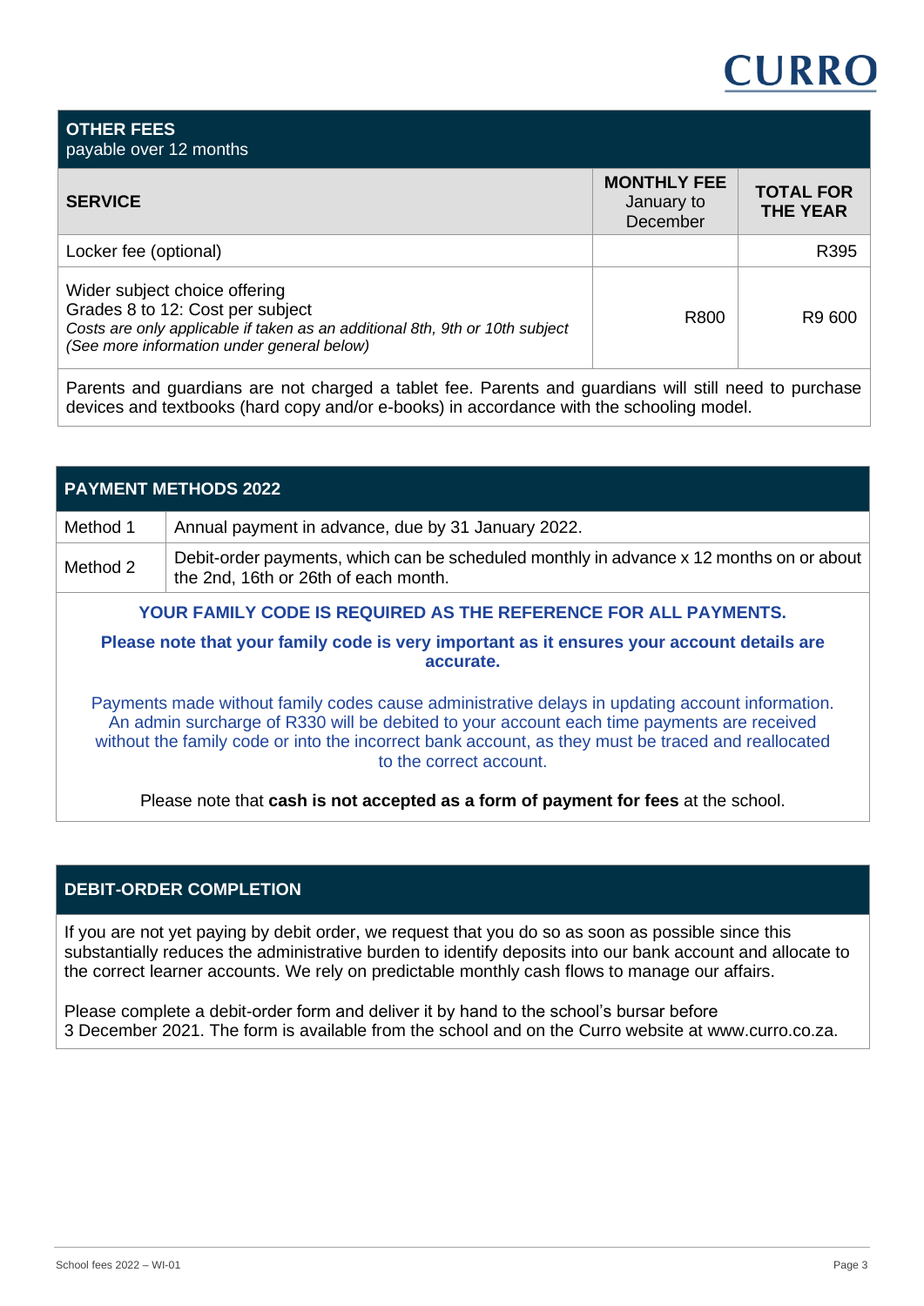## OTHER FEES

payable over 12 months

| SERVICE | MONTHLY FEE January to December | TOTAL FOR THE YEAR |
|---|---|---|
| Locker fee (optional) | | R395 |
| Wider subject choice offering<br>Grades 8 to 12: Cost per subject<br>*Costs are only applicable if taken as an additional 8th, 9th or 10th subject*<br>*(See more information under general below)* | R800 | R9 600 |

Parents and guardians are not charged a tablet fee. Parents and guardians will still need to purchase devices and textbooks (hard copy and/or e-books) in accordance with the schooling model.

## PAYMENT METHODS 2022

| Method | Description |
|---|---|
| Method 1 | Annual payment in advance, due by 31 January 2022. |
| Method 2 | Debit-order payments, which can be scheduled monthly in advance x 12 months on or about the 2nd, 16th or 26th of each month. |

**YOUR FAMILY CODE IS REQUIRED AS THE REFERENCE FOR ALL PAYMENTS.**

**Please note that your family code is very important as it ensures your account details are accurate.**

Payments made without family codes cause administrative delays in updating account information. An admin surcharge of R330 will be debited to your account each time payments are received without the family code or into the incorrect bank account, as they must be traced and reallocated to the correct account.

Please note that **cash is not accepted as a form of payment for fees** at the school.

## DEBIT-ORDER COMPLETION

If you are not yet paying by debit order, we request that you do so as soon as possible since this substantially reduces the administrative burden to identify deposits into our bank account and allocate to the correct learner accounts. We rely on predictable monthly cash flows to manage our affairs.

Please complete a debit-order form and deliver it by hand to the school's bursar before 3 December 2021. The form is available from the school and on the Curro website at www.curro.co.za.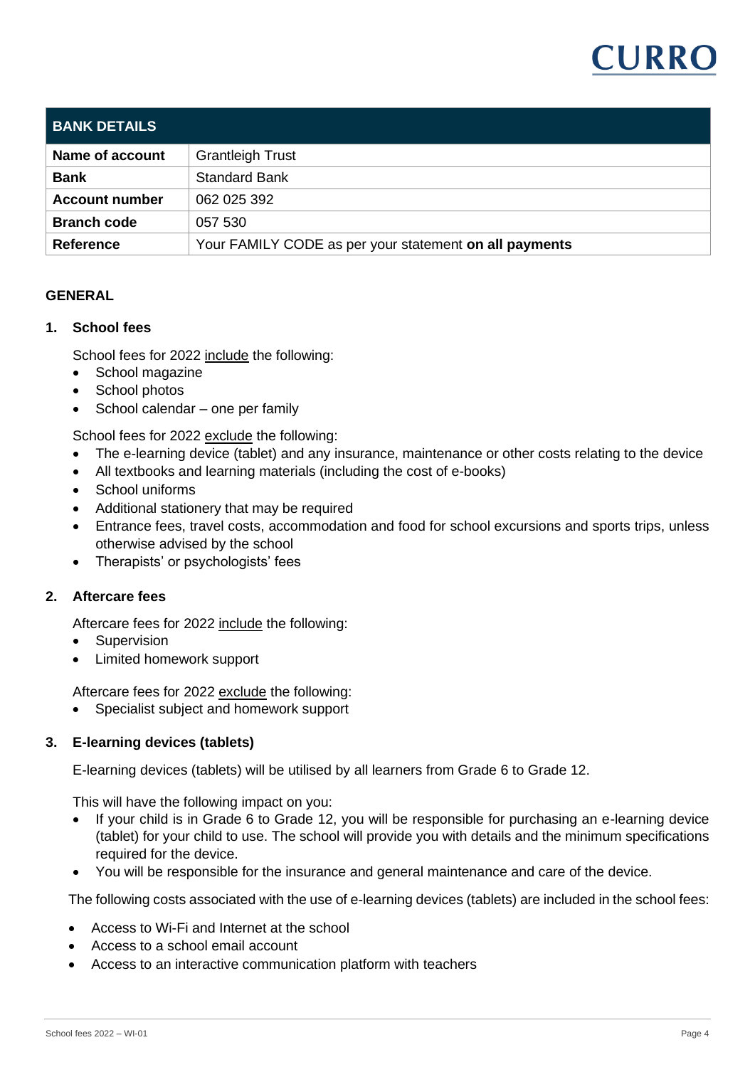| BANK DETAILS | |
|---|---|
| **Name of account** | Grantleigh Trust |
| **Bank** | Standard Bank |
| **Account number** | 062 025 392 |
| **Branch code** | 057 530 |
| **Reference** | Your FAMILY CODE as per your statement **on all payments** |

## GENERAL

### 1. School fees

School fees for 2022 include the following:

- School magazine
- School photos
- School calendar – one per family

School fees for 2022 exclude the following:

- The e-learning device (tablet) and any insurance, maintenance or other costs relating to the device
- All textbooks and learning materials (including the cost of e-books)
- School uniforms
- Additional stationery that may be required
- Entrance fees, travel costs, accommodation and food for school excursions and sports trips, unless otherwise advised by the school
- Therapists' or psychologists' fees

### 2. Aftercare fees

Aftercare fees for 2022 include the following:

- Supervision
- Limited homework support

Aftercare fees for 2022 exclude the following:

- Specialist subject and homework support

### 3. E-learning devices (tablets)

E-learning devices (tablets) will be utilised by all learners from Grade 6 to Grade 12.

This will have the following impact on you:

- If your child is in Grade 6 to Grade 12, you will be responsible for purchasing an e-learning device (tablet) for your child to use. The school will provide you with details and the minimum specifications required for the device.
- You will be responsible for the insurance and general maintenance and care of the device.

The following costs associated with the use of e-learning devices (tablets) are included in the school fees:

- Access to Wi-Fi and Internet at the school
- Access to a school email account
- Access to an interactive communication platform with teachers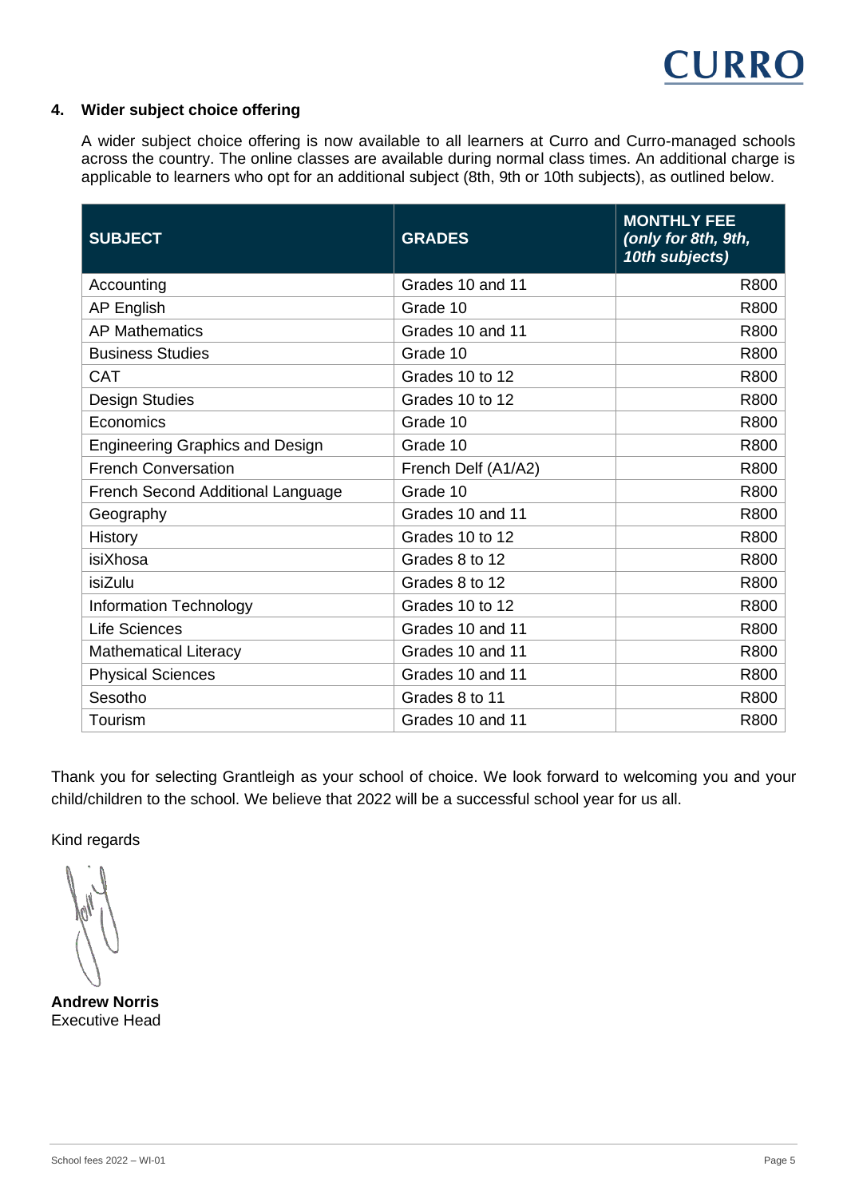## 4. Wider subject choice offering

A wider subject choice offering is now available to all learners at Curro and Curro-managed schools across the country. The online classes are available during normal class times. An additional charge is applicable to learners who opt for an additional subject (8th, 9th or 10th subjects), as outlined below.

| SUBJECT | GRADES | MONTHLY FEE *(only for 8th, 9th, 10th subjects)* |
|---|---|---|
| Accounting | Grades 10 and 11 | R800 |
| AP English | Grade 10 | R800 |
| AP Mathematics | Grades 10 and 11 | R800 |
| Business Studies | Grade 10 | R800 |
| CAT | Grades 10 to 12 | R800 |
| Design Studies | Grades 10 to 12 | R800 |
| Economics | Grade 10 | R800 |
| Engineering Graphics and Design | Grade 10 | R800 |
| French Conversation | French Delf (A1/A2) | R800 |
| French Second Additional Language | Grade 10 | R800 |
| Geography | Grades 10 and 11 | R800 |
| History | Grades 10 to 12 | R800 |
| isiXhosa | Grades 8 to 12 | R800 |
| isiZulu | Grades 8 to 12 | R800 |
| Information Technology | Grades 10 to 12 | R800 |
| Life Sciences | Grades 10 and 11 | R800 |
| Mathematical Literacy | Grades 10 and 11 | R800 |
| Physical Sciences | Grades 10 and 11 | R800 |
| Sesotho | Grades 8 to 11 | R800 |
| Tourism | Grades 10 and 11 | R800 |

Thank you for selecting Grantleigh as your school of choice. We look forward to welcoming you and your child/children to the school. We believe that 2022 will be a successful school year for us all.

Kind regards

**Andrew Norris**
Executive Head